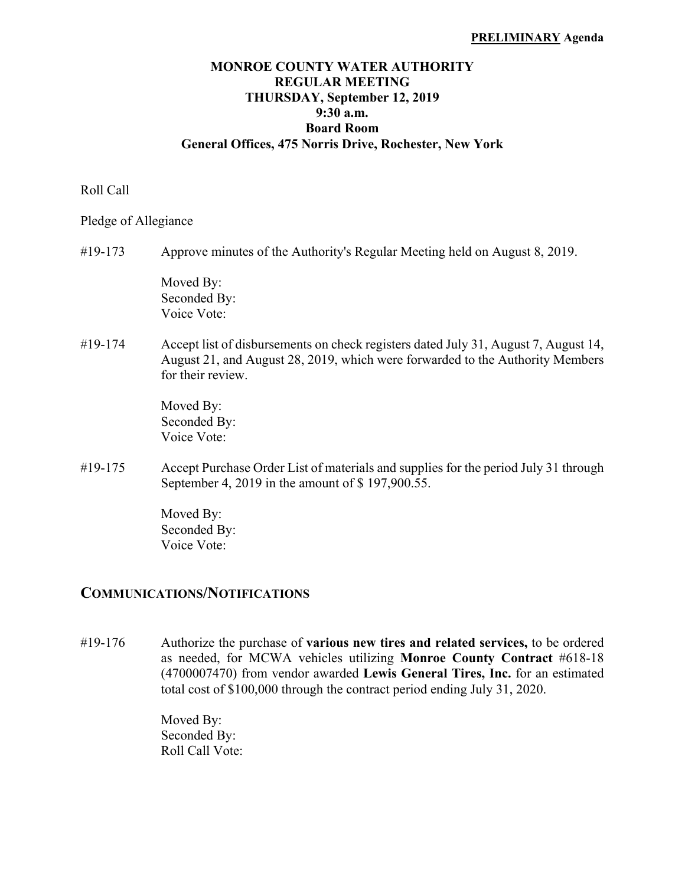**PRELIMINARY Agenda**

# MONROE COUNTY WATER AUTHORITY
## REGULAR MEETING
## THURSDAY, September 12, 2019
## 9:30 a.m.
## Board Room
## General Offices, 475 Norris Drive, Rochester, New York

Roll Call

Pledge of Allegiance

#19-173 Approve minutes of the Authority's Regular Meeting held on August 8, 2019.

Moved By:
Seconded By:
Voice Vote:

#19-174 Accept list of disbursements on check registers dated July 31, August 7, August 14, August 21, and August 28, 2019, which were forwarded to the Authority Members for their review.

Moved By:
Seconded By:
Voice Vote:

#19-175 Accept Purchase Order List of materials and supplies for the period July 31 through September 4, 2019 in the amount of $ 197,900.55.

Moved By:
Seconded By:
Voice Vote:

## COMMUNICATIONS/NOTIFICATIONS

#19-176 Authorize the purchase of **various new tires and related services,** to be ordered as needed, for MCWA vehicles utilizing **Monroe County Contract** #618-18 (4700007470) from vendor awarded **Lewis General Tires, Inc.** for an estimated total cost of $100,000 through the contract period ending July 31, 2020.

Moved By:
Seconded By:
Roll Call Vote: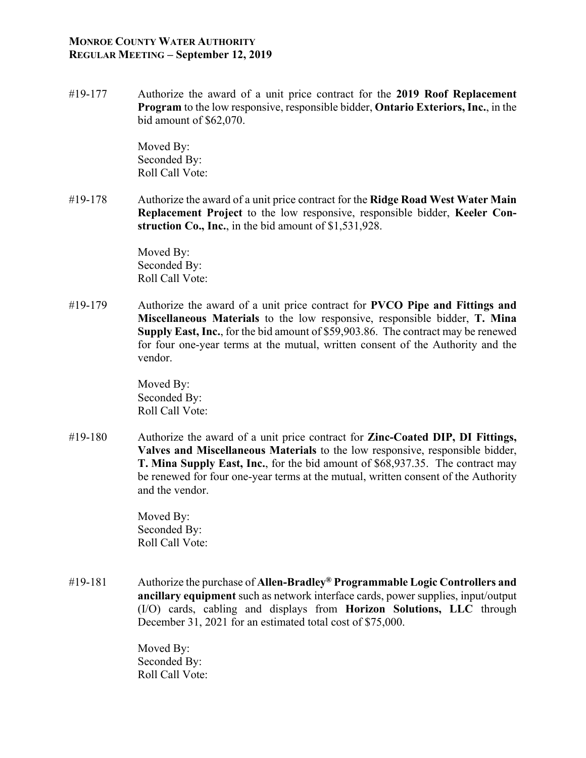#19-177 Authorize the award of a unit price contract for the **2019 Roof Replacement Program** to the low responsive, responsible bidder, **Ontario Exteriors, Inc.**, in the bid amount of $62,070.

Moved By:
Seconded By:
Roll Call Vote:

#19-178 Authorize the award of a unit price contract for the **Ridge Road West Water Main Replacement Project** to the low responsive, responsible bidder, **Keeler Construction Co., Inc.**, in the bid amount of $1,531,928.

Moved By:
Seconded By:
Roll Call Vote:

#19-179 Authorize the award of a unit price contract for **PVCO Pipe and Fittings and Miscellaneous Materials** to the low responsive, responsible bidder, **T. Mina Supply East, Inc.**, for the bid amount of $59,903.86. The contract may be renewed for four one-year terms at the mutual, written consent of the Authority and the vendor.

Moved By:
Seconded By:
Roll Call Vote:

#19-180 Authorize the award of a unit price contract for **Zinc-Coated DIP, DI Fittings, Valves and Miscellaneous Materials** to the low responsive, responsible bidder, **T. Mina Supply East, Inc.**, for the bid amount of $68,937.35. The contract may be renewed for four one-year terms at the mutual, written consent of the Authority and the vendor.

Moved By:
Seconded By:
Roll Call Vote:

#19-181 Authorize the purchase of **Allen-Bradley® Programmable Logic Controllers and ancillary equipment** such as network interface cards, power supplies, input/output (I/O) cards, cabling and displays from **Horizon Solutions, LLC** through December 31, 2021 for an estimated total cost of $75,000.

Moved By:
Seconded By:
Roll Call Vote: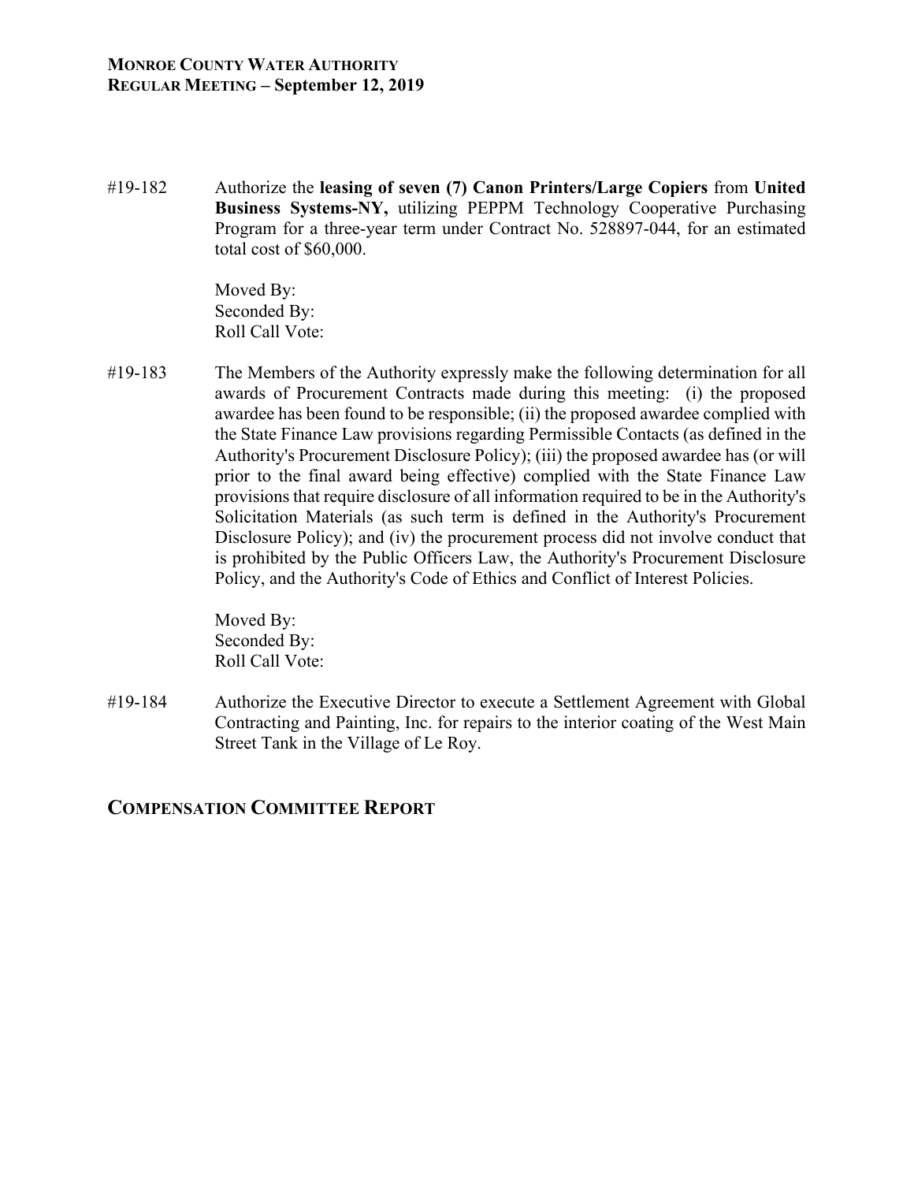#19-182 Authorize the **leasing of seven (7) Canon Printers/Large Copiers** from **United Business Systems-NY,** utilizing PEPPM Technology Cooperative Purchasing Program for a three-year term under Contract No. 528897-044, for an estimated total cost of $60,000.

Moved By:
Seconded By:
Roll Call Vote:

#19-183 The Members of the Authority expressly make the following determination for all awards of Procurement Contracts made during this meeting: (i) the proposed awardee has been found to be responsible; (ii) the proposed awardee complied with the State Finance Law provisions regarding Permissible Contacts (as defined in the Authority's Procurement Disclosure Policy); (iii) the proposed awardee has (or will prior to the final award being effective) complied with the State Finance Law provisions that require disclosure of all information required to be in the Authority's Solicitation Materials (as such term is defined in the Authority's Procurement Disclosure Policy); and (iv) the procurement process did not involve conduct that is prohibited by the Public Officers Law, the Authority's Procurement Disclosure Policy, and the Authority's Code of Ethics and Conflict of Interest Policies.

Moved By:
Seconded By:
Roll Call Vote:

#19-184 Authorize the Executive Director to execute a Settlement Agreement with Global Contracting and Painting, Inc. for repairs to the interior coating of the West Main Street Tank in the Village of Le Roy.

## COMPENSATION COMMITTEE REPORT